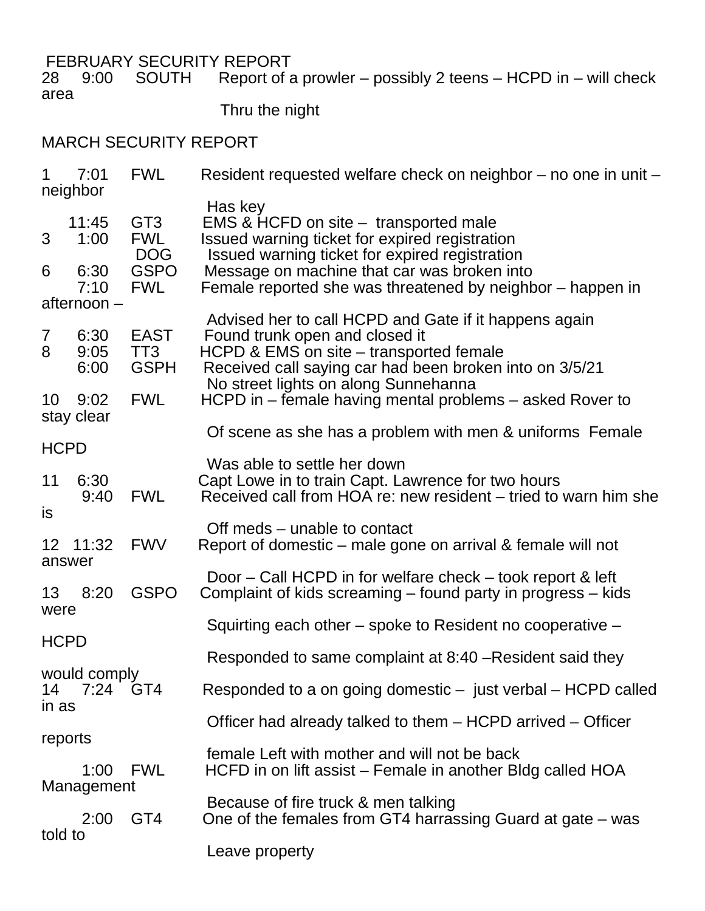FEBRUARY SECURITY REPORT

| | | | |
|---|---|---|---|
| 28 | 9:00 | SOUTH | Report of a prowler – possibly 2 teens – HCPD in – will check area Thru the night |

MARCH SECURITY REPORT

| | | | |
|---|---|---|---|
| 1 | 7:01 | FWL | Resident requested welfare check on neighbor – no one in unit – neighbor Has key |
| | 11:45 | GT3 | EMS & HCFD on site – transported male |
| 3 | 1:00 | FWL | Issued warning ticket for expired registration |
| | | DOG | Issued warning ticket for expired registration |
| 6 | 6:30 | GSPO | Message on machine that car was broken into |
| | 7:10 | FWL | Female reported she was threatened by neighbor – happen in afternoon – Advised her to call HCPD and Gate if it happens again |
| 7 | 6:30 | EAST | Found trunk open and closed it |
| 8 | 9:05 | TT3 | HCPD & EMS on site – transported female |
| | 6:00 | GSPH | Received call saying car had been broken into on 3/5/21 No street lights on along Sunnehanna |
| 10 | 9:02 | FWL | HCPD in – female having mental problems – asked Rover to stay clear Of scene as she has a problem with men & uniforms Female HCPD Was able to settle her down |
| 11 | 6:30 | | Capt Lowe in to train Capt. Lawrence for two hours |
| | 9:40 | FWL | Received call from HOA re: new resident – tried to warn him she is Off meds – unable to contact |
| 12 | 11:32 | FWV | Report of domestic – male gone on arrival & female will not answer Door – Call HCPD in for welfare check – took report & left |
| 13 | 8:20 | GSPO | Complaint of kids screaming – found party in progress – kids were Squirting each other – spoke to Resident no cooperative – HCPD Responded to same complaint at 8:40 –Resident said they would comply |
| 14 | 7:24 | GT4 | Responded to a on going domestic – just verbal – HCPD called in as Officer had already talked to them – HCPD arrived – Officer reports female Left with mother and will not be back |
| | 1:00 | FWL | HCFD in on lift assist – Female in another Bldg called HOA Management Because of fire truck & men talking |
| | 2:00 | GT4 | One of the females from GT4 harrassing Guard at gate – was told to Leave property |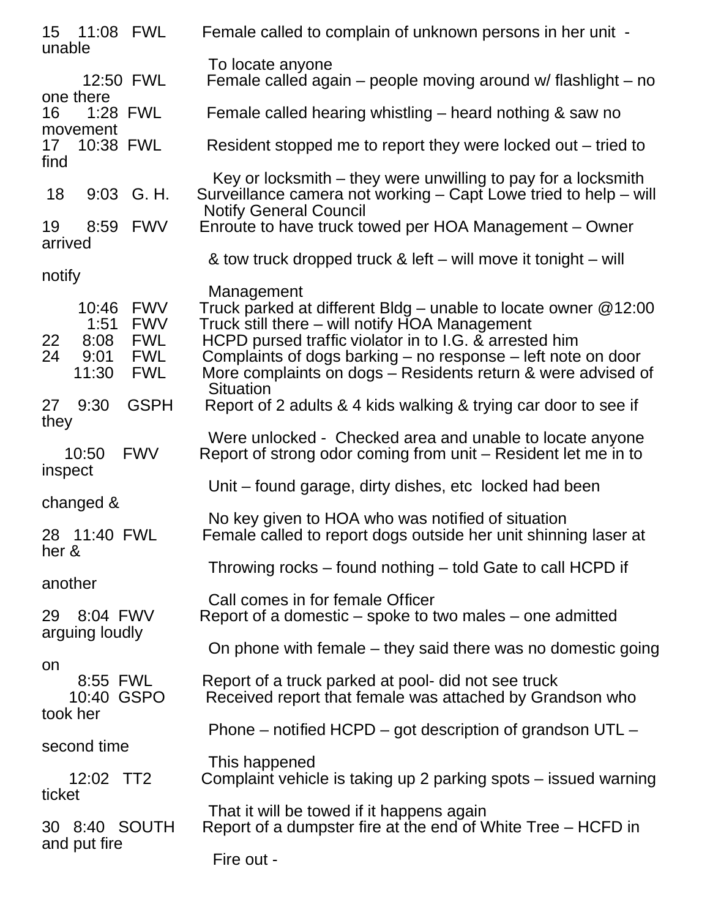| Day | Time | Location | Description |
|---|---|---|---|
| 15 | 11:08 | FWL | Female called to complain of unknown persons in her unit - unable To locate anyone |
| | 12:50 | FWL | Female called again – people moving around w/ flashlight – no one there |
| 16 | 1:28 | FWL | Female called hearing whistling – heard nothing & saw no movement |
| 17 | 10:38 | FWL | Resident stopped me to report they were locked out – tried to find Key or locksmith – they were unwilling to pay for a locksmith |
| 18 | 9:03 | G. H. | Surveillance camera not working – Capt Lowe tried to help – will Notify General Council |
| 19 | 8:59 | FWV | Enroute to have truck towed per HOA Management – Owner arrived & tow truck dropped truck & left – will move it tonight – will notify Management |
| | 10:46 | FWV | Truck parked at different Bldg – unable to locate owner @12:00 |
| | 1:51 | FWV | Truck still there – will notify HOA Management |
| 22 | 8:08 | FWL | HCPD pursed traffic violator in to I.G. & arrested him |
| 24 | 9:01 | FWL | Complaints of dogs barking – no response – left note on door |
| | 11:30 | FWL | More complaints on dogs – Residents return & were advised of Situation |
| 27 | 9:30 | GSPH | Report of 2 adults & 4 kids walking & trying car door to see if they Were unlocked - Checked area and unable to locate anyone |
| | 10:50 | FWV | Report of strong odor coming from unit – Resident let me in to inspect Unit – found garage, dirty dishes, etc locked had been changed & No key given to HOA who was notified of situation |
| 28 | 11:40 | FWL | Female called to report dogs outside her unit shinning laser at her & Throwing rocks – found nothing – told Gate to call HCPD if another Call comes in for female Officer |
| 29 | 8:04 | FWV | Report of a domestic – spoke to two males – one admitted arguing loudly On phone with female – they said there was no domestic going on |
| | 8:55 | FWL | Report of a truck parked at pool- did not see truck |
| | 10:40 | GSPO | Received report that female was attached by Grandson who took her Phone – notified HCPD – got description of grandson UTL – second time This happened |
| | 12:02 | TT2 | Complaint vehicle is taking up 2 parking spots – issued warning ticket That it will be towed if it happens again |
| 30 | 8:40 | SOUTH | Report of a dumpster fire at the end of White Tree – HCFD in and put fire Fire out - |